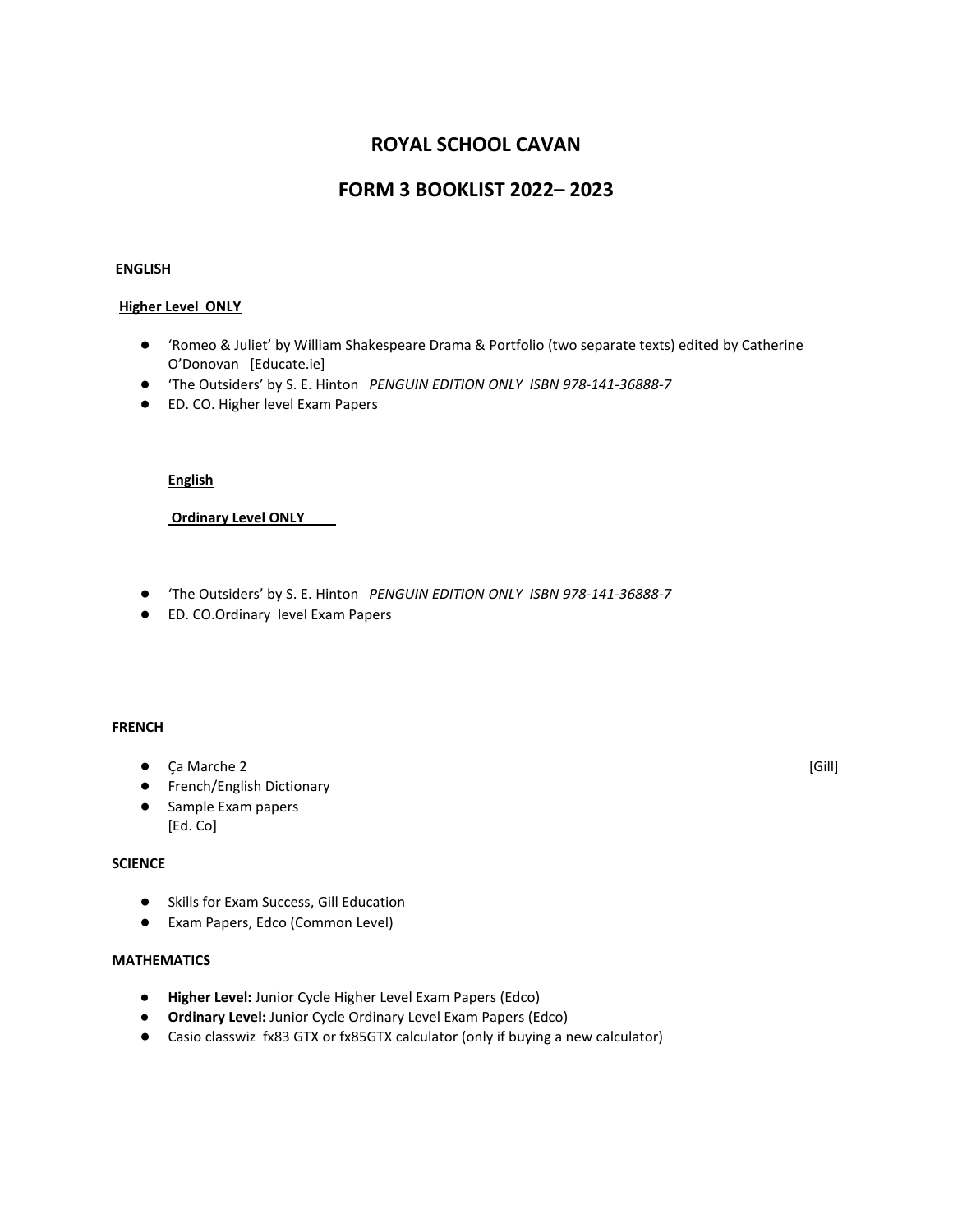# ROYAL SCHOOL CAVAN

## FORM 3 BOOKLIST 2022– 2023

**ENGLISH**

**Higher Level ONLY**

- 'Romeo & Juliet' by William Shakespeare Drama & Portfolio (two separate texts) edited by Catherine O'Donovan [Educate.ie]
- 'The Outsiders' by S. E. Hinton *PENGUIN EDITION ONLY ISBN 978-141-36888-7*
- ED. CO. Higher level Exam Papers

**English**

**Ordinary Level ONLY**

- 'The Outsiders' by S. E. Hinton *PENGUIN EDITION ONLY ISBN 978-141-36888-7*
- ED. CO.Ordinary level Exam Papers

**FRENCH**

- Ça Marche 2 [Gill]
- French/English Dictionary
- Sample Exam papers [Ed. Co]

**SCIENCE**

- Skills for Exam Success, Gill Education
- Exam Papers, Edco (Common Level)

**MATHEMATICS**

- **Higher Level:** Junior Cycle Higher Level Exam Papers (Edco)
- **Ordinary Level:** Junior Cycle Ordinary Level Exam Papers (Edco)
- Casio classwiz fx83 GTX or fx85GTX calculator (only if buying a new calculator)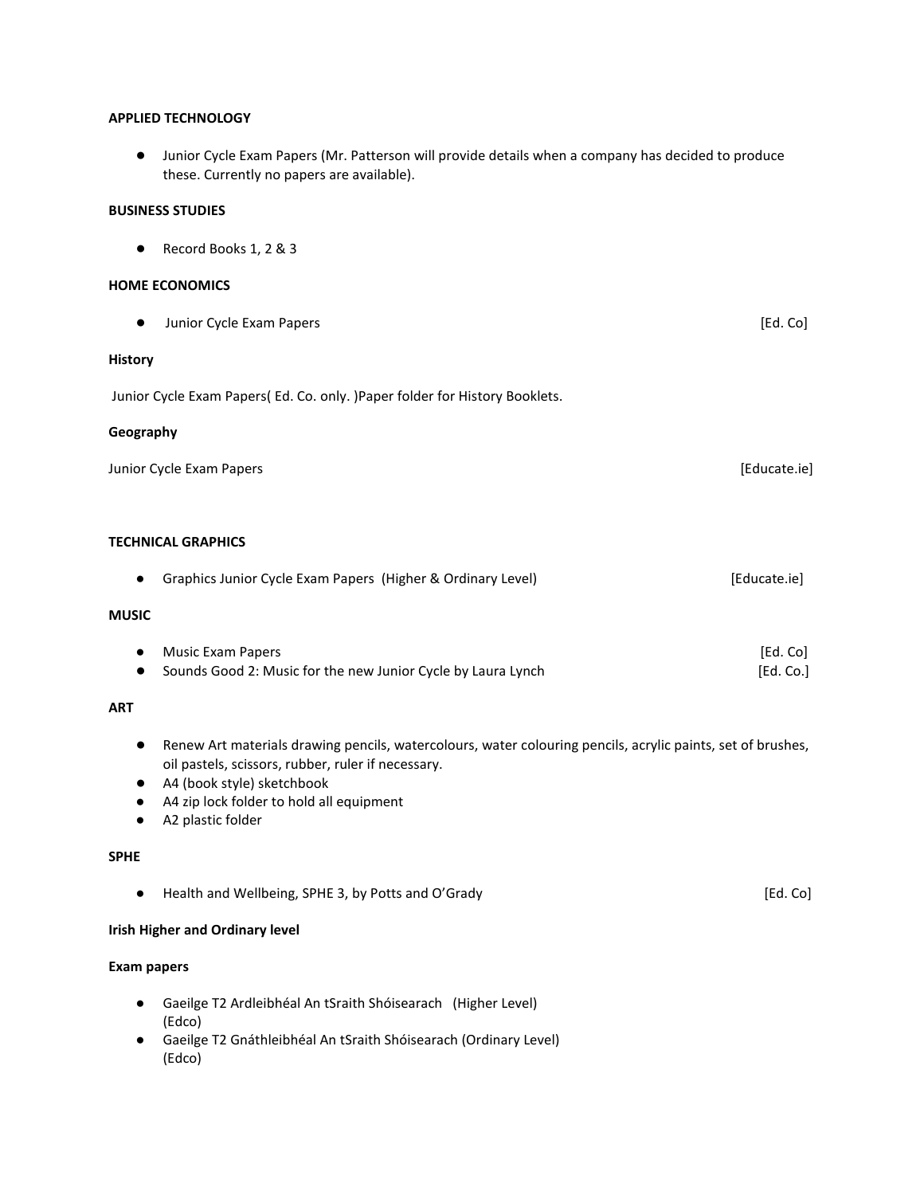**APPLIED TECHNOLOGY**

- Junior Cycle Exam Papers (Mr. Patterson will provide details when a company has decided to produce these. Currently no papers are available).

**BUSINESS STUDIES**

- Record Books 1, 2 & 3

**HOME ECONOMICS**

- Junior Cycle Exam Papers [Ed. Co]

**History**

Junior Cycle Exam Papers( Ed. Co. only. )Paper folder for History Booklets.

**Geography**

Junior Cycle Exam Papers [Educate.ie]

**TECHNICAL GRAPHICS**

- Graphics Junior Cycle Exam Papers (Higher & Ordinary Level) [Educate.ie]

**MUSIC**

- Music Exam Papers [Ed. Co]
- Sounds Good 2: Music for the new Junior Cycle by Laura Lynch [Ed. Co.]

**ART**

- Renew Art materials drawing pencils, watercolours, water colouring pencils, acrylic paints, set of brushes, oil pastels, scissors, rubber, ruler if necessary.
- A4 (book style) sketchbook
- A4 zip lock folder to hold all equipment
- A2 plastic folder

**SPHE**

- Health and Wellbeing, SPHE 3, by Potts and O'Grady [Ed. Co]

**Irish Higher and Ordinary level**

**Exam papers**

- Gaeilge T2 Ardleibhéal An tSraith Shóisearach (Higher Level) (Edco)
- Gaeilge T2 Gnáthleibhéal An tSraith Shóisearach (Ordinary Level) (Edco)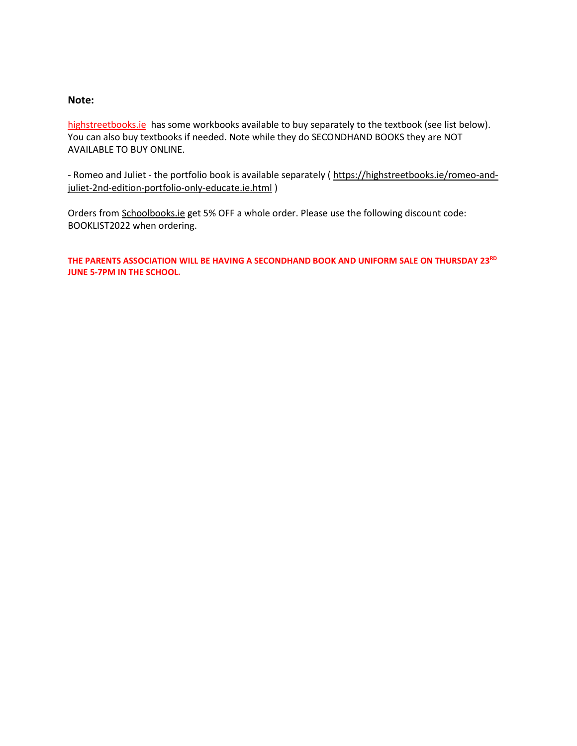**Note:**

highstreetbooks.ie has some workbooks available to buy separately to the textbook (see list below). You can also buy textbooks if needed. Note while they do SECONDHAND BOOKS they are NOT AVAILABLE TO BUY ONLINE.

- Romeo and Juliet - the portfolio book is available separately ( https://highstreetbooks.ie/romeo-and-juliet-2nd-edition-portfolio-only-educate.ie.html )

Orders from Schoolbooks.ie get 5% OFF a whole order. Please use the following discount code: BOOKLIST2022 when ordering.

**THE PARENTS ASSOCIATION WILL BE HAVING A SECONDHAND BOOK AND UNIFORM SALE ON THURSDAY 23RD JUNE 5-7PM IN THE SCHOOL.**